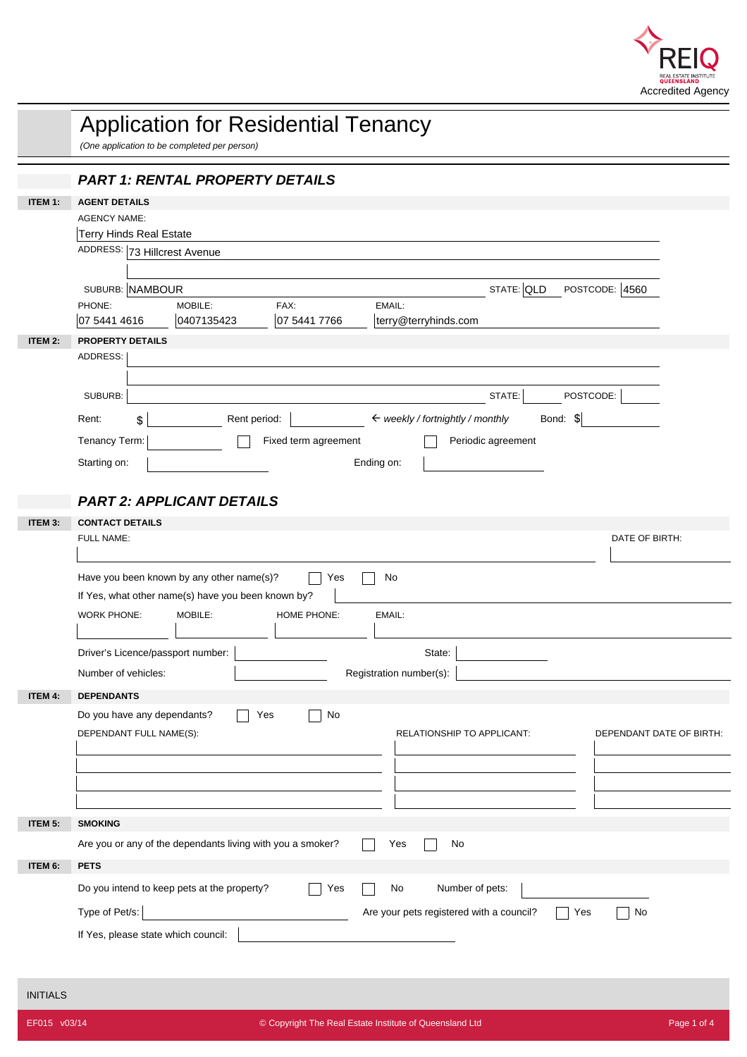REIQ Accredited Agency

# Application for Residential Tenancy

*(One application to be completed per person)*

## *PART 1: RENTAL PROPERTY DETAILS*

**ITEM 1: AGENT DETAILS**

AGENCY NAME: Terry Hinds Real Estate

ADDRESS: 73 Hillcrest Avenue

SUBURB: NAMBOUR STATE: QLD POSTCODE: 4560

PHONE: 07 5441 4616 MOBILE: 0407135423 FAX: 07 5441 7766 EMAIL: terry@terryhinds.com

**ITEM 2: PROPERTY DETAILS**

ADDRESS:

SUBURB: STATE: POSTCODE:

Rent: $ Rent period: ← *weekly / fortnightly / monthly* Bond: $

Tenancy Term: ☐ Fixed term agreement ☐ Periodic agreement

Starting on: Ending on:

## *PART 2: APPLICANT DETAILS*

**ITEM 3: CONTACT DETAILS**

FULL NAME: DATE OF BIRTH:

Have you been known by any other name(s)? ☐ Yes ☐ No

If Yes, what other name(s) have you been known by?

WORK PHONE: MOBILE: HOME PHONE: EMAIL:

Driver's Licence/passport number: State:

Number of vehicles: Registration number(s):

**ITEM 4: DEPENDANTS**

Do you have any dependants? ☐ Yes ☐ No

| DEPENDANT FULL NAME(S): | RELATIONSHIP TO APPLICANT: | DEPENDANT DATE OF BIRTH: |
|---|---|---|
| | | |
| | | |
| | | |

**ITEM 5: SMOKING**

Are you or any of the dependants living with you a smoker? ☐ Yes ☐ No

**ITEM 6: PETS**

Do you intend to keep pets at the property? ☐ Yes ☐ No Number of pets:

Type of Pet/s: Are your pets registered with a council? ☐ Yes ☐ No

If Yes, please state which council:

INITIALS

EF015 v03/14 © Copyright The Real Estate Institute of Queensland Ltd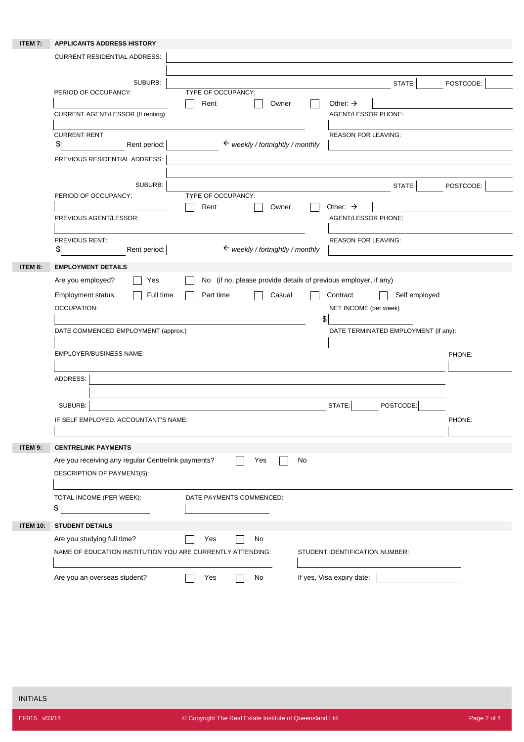## ITEM 7: APPLICANTS ADDRESS HISTORY

CURRENT RESIDENTIAL ADDRESS:

SUBURB: STATE: POSTCODE:

PERIOD OF OCCUPANCY:

TYPE OF OCCUPANCY: ☐ Rent ☐ Owner ☐ Other: →

CURRENT AGENT/LESSOR (If renting):

AGENT/LESSOR PHONE:

CURRENT RENT $ Rent period: ← *weekly / fortnightly / monthly*

REASON FOR LEAVING:

PREVIOUS RESIDENTIAL ADDRESS:

SUBURB: STATE: POSTCODE:

PERIOD OF OCCUPANCY:

TYPE OF OCCUPANCY: ☐ Rent ☐ Owner ☐ Other: →

PREVIOUS AGENT/LESSOR:

AGENT/LESSOR PHONE:

PREVIOUS RENT: $ Rent period: ← *weekly / fortnightly / monthly*

REASON FOR LEAVING:

## ITEM 8: EMPLOYMENT DETAILS

Are you employed? ☐ Yes ☐ No (if no, please provide details of previous employer, if any)

Employment status: ☐ Full time ☐ Part time ☐ Casual ☐ Contract ☐ Self employed

OCCUPATION:

NET INCOME (per week) $

DATE COMMENCED EMPLOYMENT (approx.)

DATE TERMINATED EMPLOYMENT (if any):

EMPLOYER/BUSINESS NAME:

PHONE:

ADDRESS:

SUBURB: STATE: POSTCODE:

IF SELF EMPLOYED, ACCOUNTANT'S NAME:

PHONE:

## ITEM 9: CENTRELINK PAYMENTS

Are you receiving any regular Centrelink payments? ☐ Yes ☐ No

DESCRIPTION OF PAYMENT(S):

TOTAL INCOME (PER WEEK): $

DATE PAYMENTS COMMENCED:

## ITEM 10: STUDENT DETAILS

Are you studying full time? ☐ Yes ☐ No

NAME OF EDUCATION INSTITUTION YOU ARE CURRENTLY ATTENDING:

STUDENT IDENTIFICATION NUMBER:

Are you an overseas student? ☐ Yes ☐ No

If yes, Visa expiry date:

INITIALS

EF015 v03/14 © Copyright The Real Estate Institute of Queensland Ltd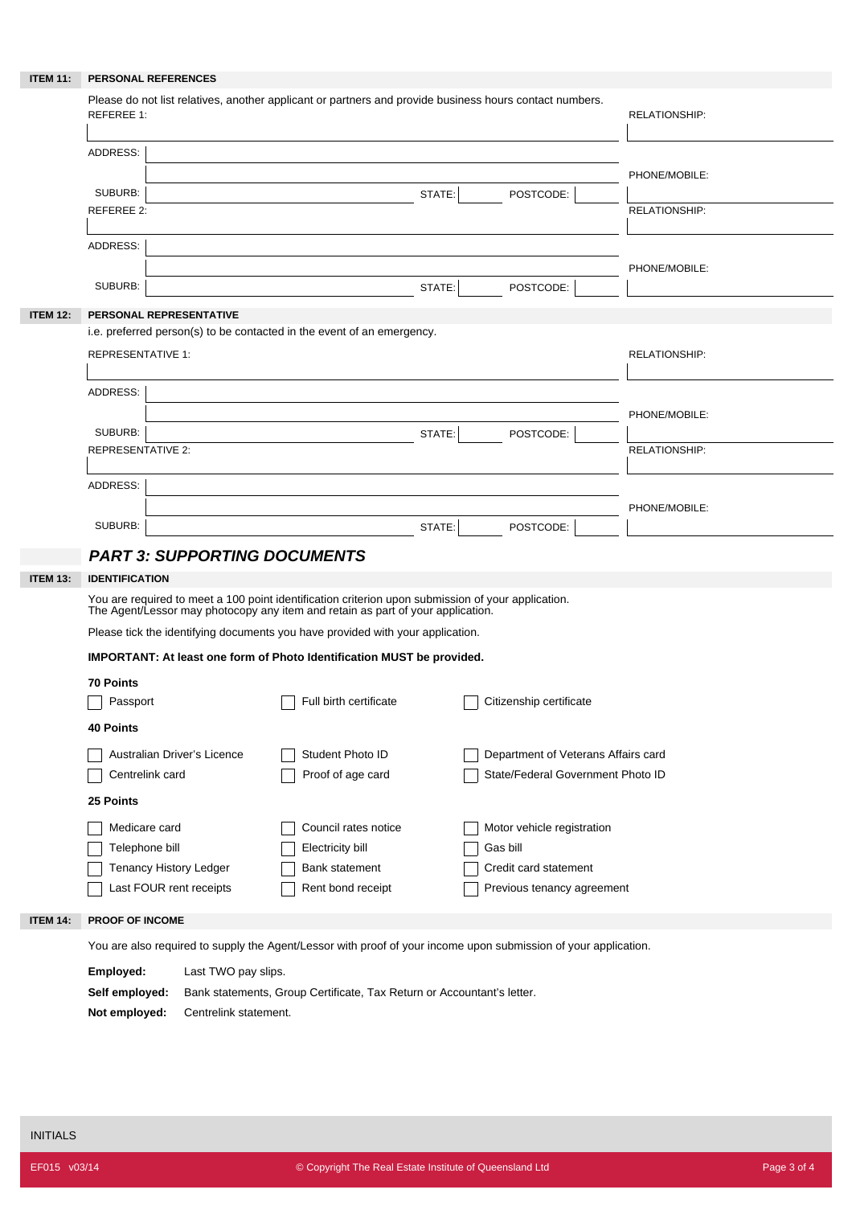**ITEM 11: PERSONAL REFERENCES**

Please do not list relatives, another applicant or partners and provide business hours contact numbers.

REFEREE 1: RELATIONSHIP:

ADDRESS:

PHONE/MOBILE:

SUBURB: STATE: POSTCODE:

REFEREE 2: RELATIONSHIP:

ADDRESS:

PHONE/MOBILE:

SUBURB: STATE: POSTCODE:

**ITEM 12: PERSONAL REPRESENTATIVE**

i.e. preferred person(s) to be contacted in the event of an emergency.

REPRESENTATIVE 1: RELATIONSHIP:

ADDRESS:

PHONE/MOBILE:

SUBURB: STATE: POSTCODE:

REPRESENTATIVE 2: RELATIONSHIP:

ADDRESS:

PHONE/MOBILE:

SUBURB: STATE: POSTCODE:

## *PART 3: SUPPORTING DOCUMENTS*

**ITEM 13: IDENTIFICATION**

You are required to meet a 100 point identification criterion upon submission of your application.
The Agent/Lessor may photocopy any item and retain as part of your application.

Please tick the identifying documents you have provided with your application.

**IMPORTANT: At least one form of Photo Identification MUST be provided.**

**70 Points**

- ☐ Passport
- ☐ Full birth certificate
- ☐ Citizenship certificate

**40 Points**

- ☐ Australian Driver's Licence
- ☐ Student Photo ID
- ☐ Department of Veterans Affairs card
- ☐ Centrelink card
- ☐ Proof of age card
- ☐ State/Federal Government Photo ID

**25 Points**

- ☐ Medicare card
- ☐ Council rates notice
- ☐ Motor vehicle registration
- ☐ Telephone bill
- ☐ Electricity bill
- ☐ Gas bill
- ☐ Tenancy History Ledger
- ☐ Bank statement
- ☐ Credit card statement
- ☐ Last FOUR rent receipts
- ☐ Rent bond receipt
- ☐ Previous tenancy agreement

**ITEM 14: PROOF OF INCOME**

You are also required to supply the Agent/Lessor with proof of your income upon submission of your application.

**Employed:** Last TWO pay slips.

**Self employed:** Bank statements, Group Certificate, Tax Return or Accountant's letter.

**Not employed:** Centrelink statement.

INITIALS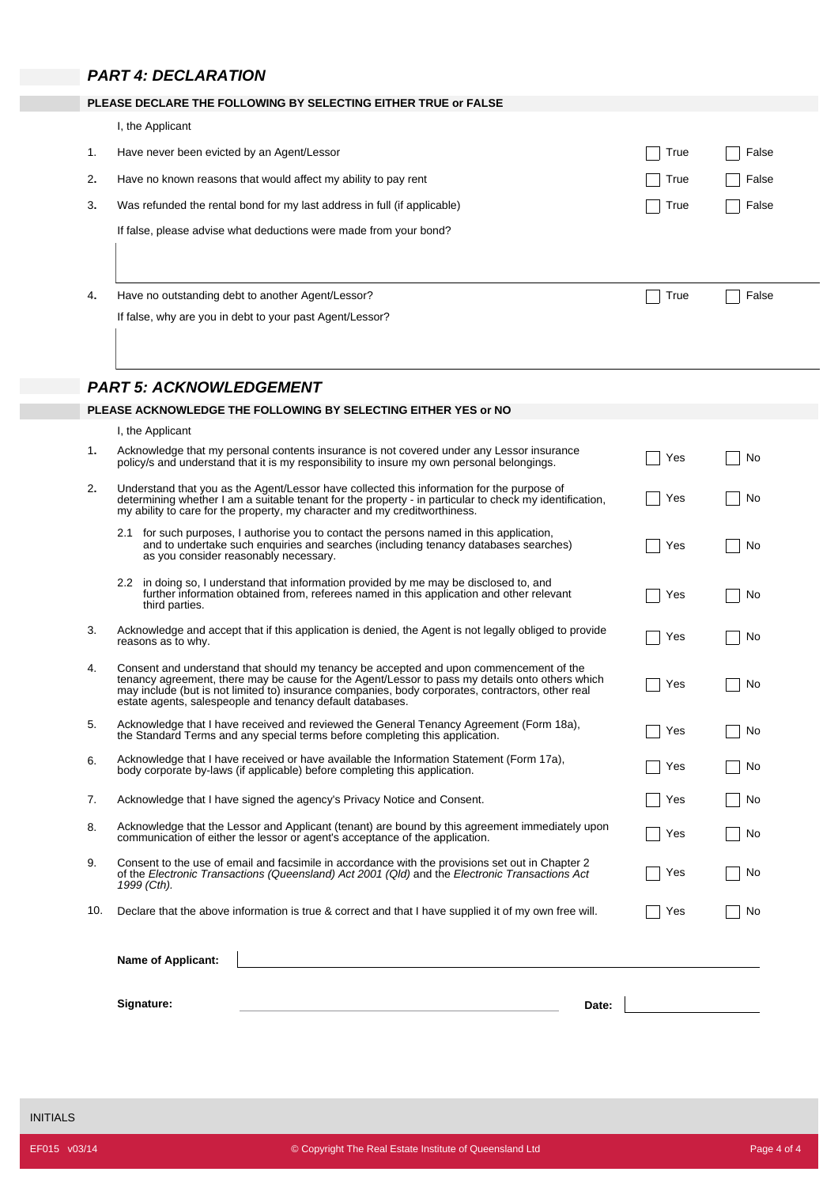## *PART 4: DECLARATION*

**PLEASE DECLARE THE FOLLOWING BY SELECTING EITHER TRUE or FALSE**

I, the Applicant

| | | | |
|---|---|---|---|
| 1. | Have never been evicted by an Agent/Lessor | ☐ True | ☐ False |
| 2. | Have no known reasons that would affect my ability to pay rent | ☐ True | ☐ False |
| 3. | Was refunded the rental bond for my last address in full (if applicable) | ☐ True | ☐ False |

If false, please advise what deductions were made from your bond?

| | | | |
|---|---|---|---|
| 4. | Have no outstanding debt to another Agent/Lessor? | ☐ True | ☐ False |

If false, why are you in debt to your past Agent/Lessor?

## *PART 5: ACKNOWLEDGEMENT*

**PLEASE ACKNOWLEDGE THE FOLLOWING BY SELECTING EITHER YES or NO**

I, the Applicant

| | | | |
|---|---|---|---|
| 1. | Acknowledge that my personal contents insurance is not covered under any Lessor insurance policy/s and understand that it is my responsibility to insure my own personal belongings. | ☐ Yes | ☐ No |
| 2. | Understand that you as the Agent/Lessor have collected this information for the purpose of determining whether I am a suitable tenant for the property - in particular to check my identification, my ability to care for the property, my character and my creditworthiness. | ☐ Yes | ☐ No |
| | 2.1 for such purposes, I authorise you to contact the persons named in this application, and to undertake such enquiries and searches (including tenancy databases searches) as you consider reasonably necessary. | ☐ Yes | ☐ No |
| | 2.2 in doing so, I understand that information provided by me may be disclosed to, and further information obtained from, referees named in this application and other relevant third parties. | ☐ Yes | ☐ No |
| 3. | Acknowledge and accept that if this application is denied, the Agent is not legally obliged to provide reasons as to why. | ☐ Yes | ☐ No |
| 4. | Consent and understand that should my tenancy be accepted and upon commencement of the tenancy agreement, there may be cause for the Agent/Lessor to pass my details onto others which may include (but is not limited to) insurance companies, body corporates, contractors, other real estate agents, salespeople and tenancy default databases. | ☐ Yes | ☐ No |
| 5. | Acknowledge that I have received and reviewed the General Tenancy Agreement (Form 18a), the Standard Terms and any special terms before completing this application. | ☐ Yes | ☐ No |
| 6. | Acknowledge that I have received or have available the Information Statement (Form 17a), body corporate by-laws (if applicable) before completing this application. | ☐ Yes | ☐ No |
| 7. | Acknowledge that I have signed the agency's Privacy Notice and Consent. | ☐ Yes | ☐ No |
| 8. | Acknowledge that the Lessor and Applicant (tenant) are bound by this agreement immediately upon communication of either the lessor or agent's acceptance of the application. | ☐ Yes | ☐ No |
| 9. | Consent to the use of email and facsimile in accordance with the provisions set out in Chapter 2 of the *Electronic Transactions (Queensland) Act 2001 (Qld)* and the *Electronic Transactions Act 1999 (Cth).* | ☐ Yes | ☐ No |
| 10. | Declare that the above information is true & correct and that I have supplied it of my own free will. | ☐ Yes | ☐ No |

**Name of Applicant:** ______________________

**Signature:** ______________________ **Date:** ____________

INITIALS

EF015 v03/14 © Copyright The Real Estate Institute of Queensland Ltd